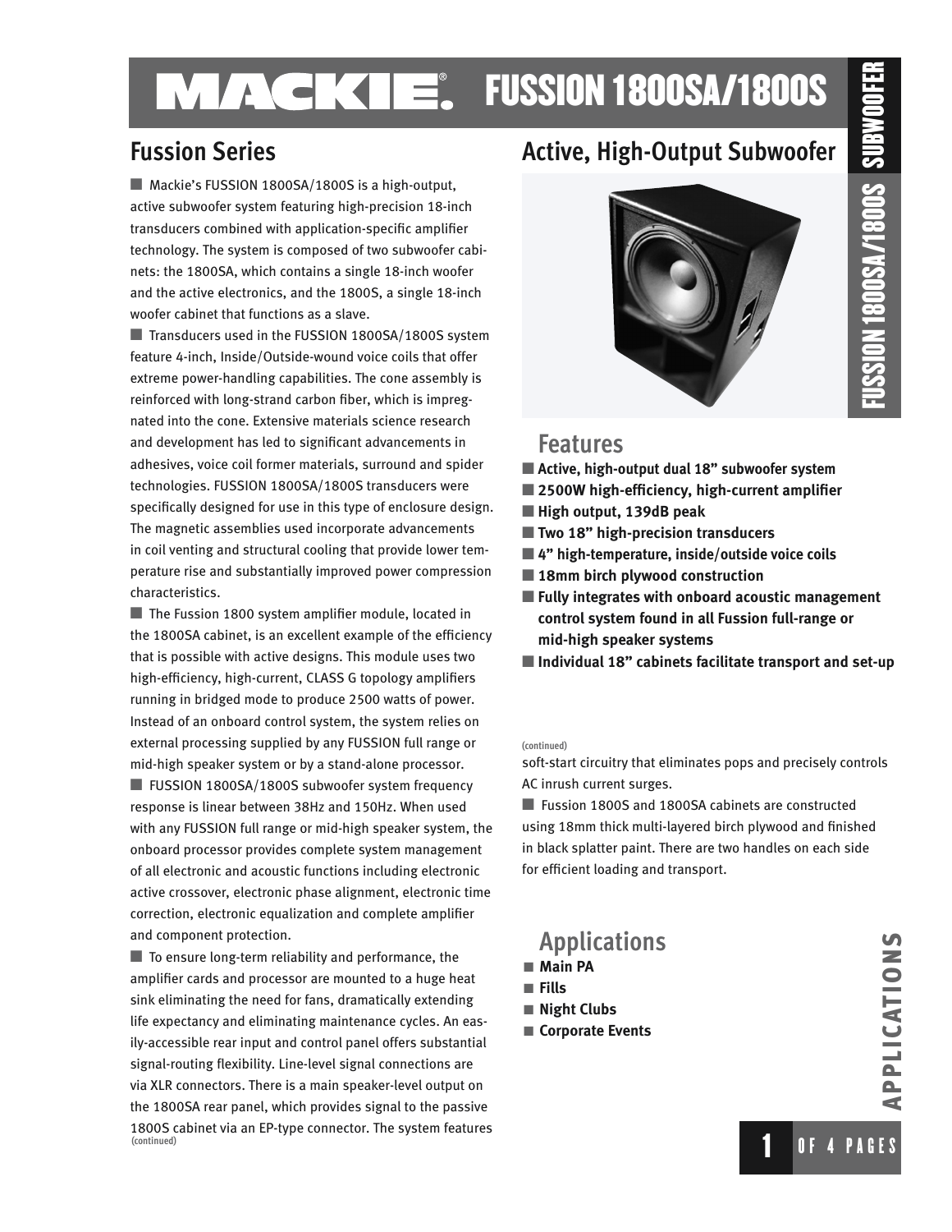# MACKIE. FUSSION 1800SA/1800S

## Fussion Series

Mackie's FUSSION 1800SA/1800S is a high-output, active subwoofer system featuring high-precision 18-inch transducers combined with application-specific amplifier technology. The system is composed of two subwoofer cabinets: the 1800SA, which contains a single 18-inch woofer and the active electronics, and the 1800S, a single 18-inch woofer cabinet that functions as a slave.

Transducers used in the FUSSION 1800SA/1800S system feature 4-inch, Inside/Outside-wound voice coils that offer extreme power-handling capabilities. The cone assembly is reinforced with long-strand carbon fiber, which is impregnated into the cone. Extensive materials science research and development has led to significant advancements in adhesives, voice coil former materials, surround and spider technologies. FUSSION 1800SA/1800S transducers were specifically designed for use in this type of enclosure design. The magnetic assemblies used incorporate advancements in coil venting and structural cooling that provide lower temperature rise and substantially improved power compression characteristics.

The Fussion 1800 system amplifier module, located in the 1800SA cabinet, is an excellent example of the efficiency that is possible with active designs. This module uses two high-efficiency, high-current, CLASS G topology amplifiers running in bridged mode to produce 2500 watts of power. Instead of an onboard control system, the system relies on external processing supplied by any FUSSION full range or mid-high speaker system or by a stand-alone processor.

FUSSION 1800SA/1800S subwoofer system frequency response is linear between 38Hz and 150Hz. When used with any FUSSION full range or mid-high speaker system, the onboard processor provides complete system management of all electronic and acoustic functions including electronic active crossover, electronic phase alignment, electronic time correction, electronic equalization and complete amplifier and component protection.

To ensure long-term reliability and performance, the amplifier cards and processor are mounted to a huge heat sink eliminating the need for fans, dramatically extending life expectancy and eliminating maintenance cycles. An easily-accessible rear input and control panel offers substantial signal-routing flexibility. Line-level signal connections are via XLR connectors. There is a main speaker-level output on the 1800SA rear panel, which provides signal to the passive 1800S cabinet via an EP-type connector. The system features soft-start circuitry that eliminates pops and precisely controls AC inrush current surges.

Fussion 1800S and 1800SA cabinets are constructed using 18mm thick multi-layered birch plywood and finished in black splatter paint. There are two handles on each side for efficient loading and transport.

## Active, High-Output Subwoofer

### Features

- **Active, high-output dual 18" subwoofer system**
- **2500W high-efficiency, high-current amplifier**
- **High output, 139dB peak**
- **Two 18" high-precision transducers**
- **4" high-temperature, inside/outside voice coils**
- **18mm birch plywood construction**
- **Fully integrates with onboard acoustic management control system found in all Fussion full-range or mid-high speaker systems**
- **Individual 18" cabinets facilitate transport and set-up**

### Applications

- **Main PA**
- **Fills**
- **Night Clubs**
- **Corporate Events**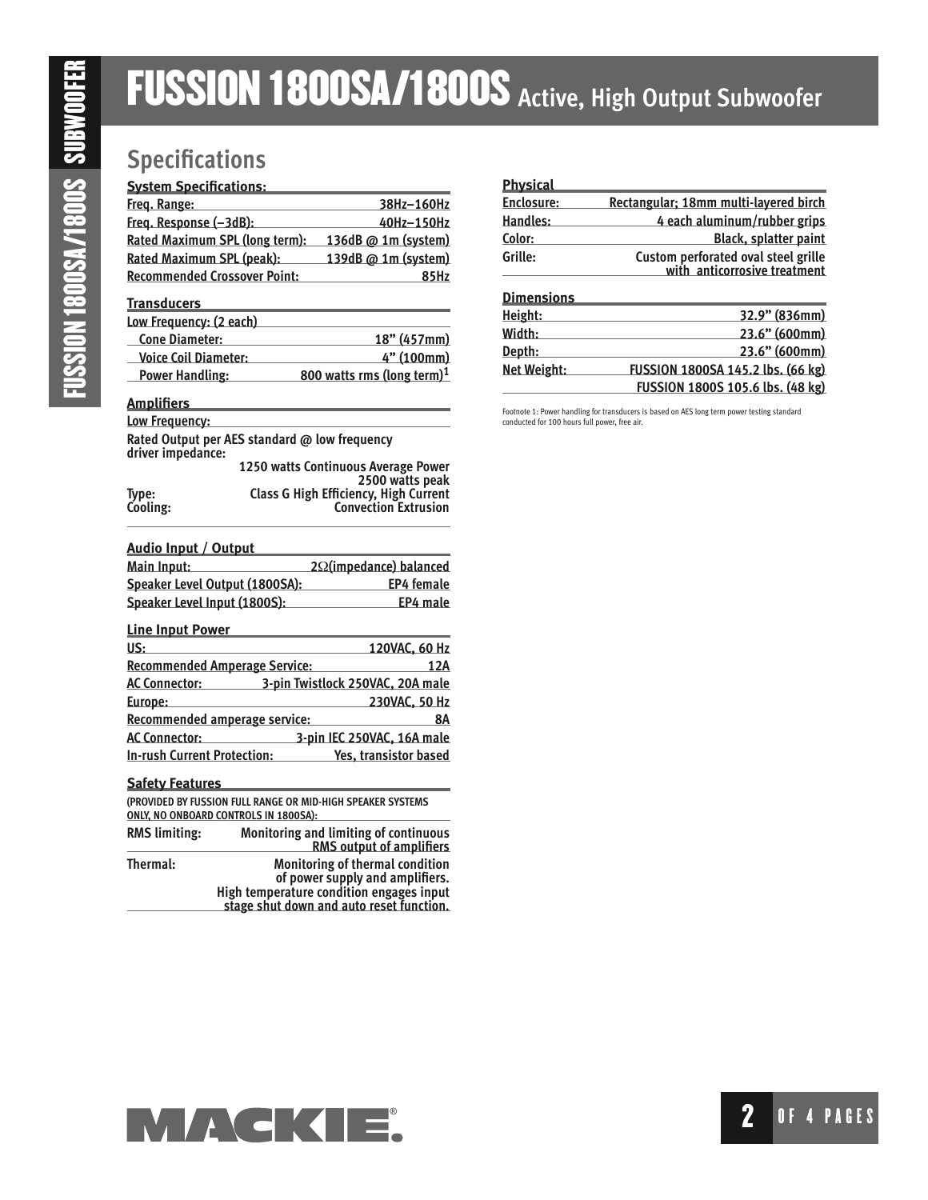# FUSSION 1800SA/1800S Active, High Output Subwoofer

## Specifications

### System Specifications:

| | |
|---|---|
| Freq. Range: | 38Hz–160Hz |
| Freq. Response (–3dB): | 40Hz–150Hz |
| Rated Maximum SPL (long term): | 136dB @ 1m (system) |
| Rated Maximum SPL (peak): | 139dB @ 1m (system) |
| Recommended Crossover Point: | 85Hz |

### Transducers

| | |
|---|---|
| Low Frequency: (2 each) | |
| Cone Diameter: | 18" (457mm) |
| Voice Coil Diameter: | 4" (100mm) |
| Power Handling: | 800 watts rms (long term)[1] |

### Amplifiers

Low Frequency:

Rated Output per AES standard @ low frequency driver impedance:

1250 watts Continuous Average Power
2500 watts peak

| | |
|---|---|
| Type: | Class G High Efficiency, High Current |
| Cooling: | Convection Extrusion |

### Audio Input / Output

| | |
|---|---|
| Main Input: | 2Ω(impedance) balanced |
| Speaker Level Output (1800SA): | EP4 female |
| Speaker Level Input (1800S): | EP4 male |

### Line Input Power

| | |
|---|---|
| US: | 120VAC, 60 Hz |
| Recommended Amperage Service: | 12A |
| AC Connector: | 3-pin Twistlock 250VAC, 20A male |
| Europe: | 230VAC, 50 Hz |
| Recommended amperage service: | 8A |
| AC Connector: | 3-pin IEC 250VAC, 16A male |
| In-rush Current Protection: | Yes, transistor based |

### Safety Features

(PROVIDED BY FUSSION FULL RANGE OR MID-HIGH SPEAKER SYSTEMS ONLY, NO ONBOARD CONTROLS IN 1800SA):

| | |
|---|---|
| RMS limiting: | Monitoring and limiting of continuous RMS output of amplifiers |
| Thermal: | Monitoring of thermal condition of power supply and amplifiers. High temperature condition engages input stage shut down and auto reset function. |

### Physical

| | |
|---|---|
| Enclosure: | Rectangular; 18mm multi-layered birch |
| Handles: | 4 each aluminum/rubber grips |
| Color: | Black, splatter paint |
| Grille: | Custom perforated oval steel grille with anticorrosive treatment |

### Dimensions

| | |
|---|---|
| Height: | 32.9" (836mm) |
| Width: | 23.6" (600mm) |
| Depth: | 23.6" (600mm) |
| Net Weight: | FUSSION 1800SA 145.2 lbs. (66 kg) |
| | FUSSION 1800S 105.6 lbs. (48 kg) |

Footnote 1: Power handling for transducers is based on AES long term power testing standard conducted for 100 hours full power, free air.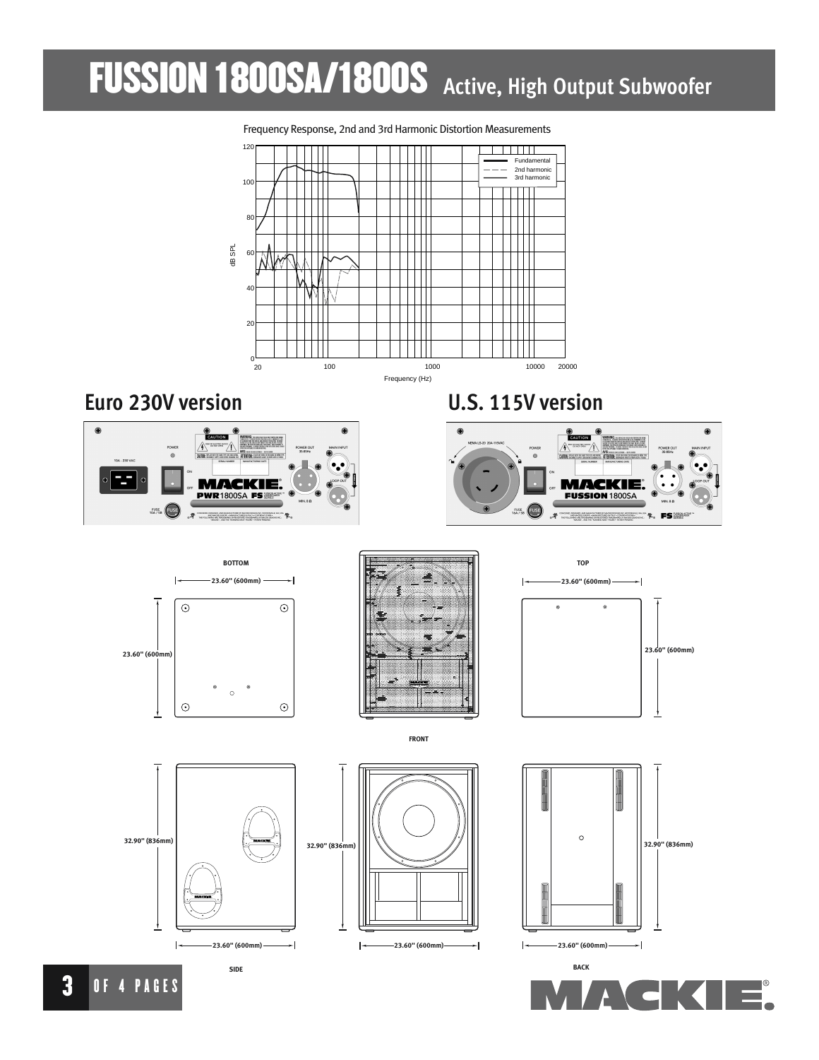# FUSSION 1800SA/1800S Active, High Output Subwoofer

Frequency Response, 2nd and 3rd Harmonic Distortion Measurements

dB SPL

120
100
80
60
40
20
0

20
100
1000
10000
20000

Frequency (Hz)

Fundamental
2nd harmonic
3rd harmonic

## Euro 230V version

## U.S. 115V version

BOTTOM

23.60" (600mm)

23.60" (600mm)

TOP

23.60" (600mm)

23.60" (600mm)

FRONT

32.90" (836mm)

23.60" (600mm)

32.90" (836mm)

23.60" (600mm)

32.90" (836mm)

23.60" (600mm)

SIDE

BACK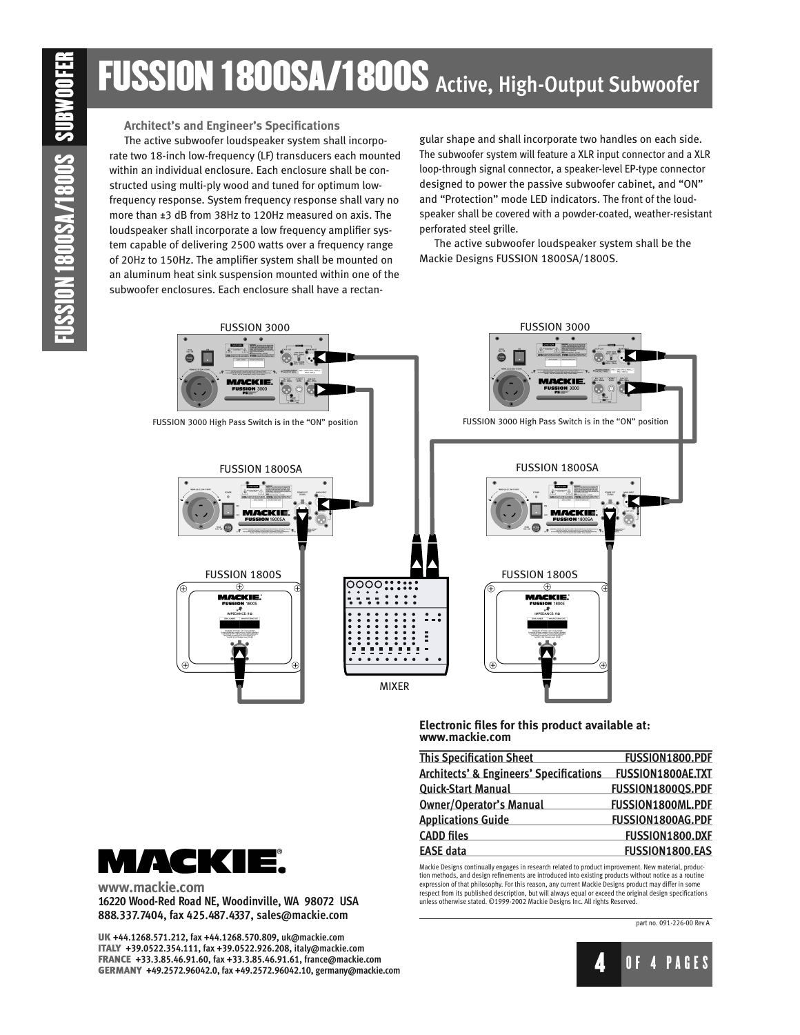# FUSSION 1800SA/1800S Active, High-Output Subwoofer

### Architect's and Engineer's Specifications

The active subwoofer loudspeaker system shall incorporate two 18-inch low-frequency (LF) transducers each mounted within an individual enclosure. Each enclosure shall be constructed using multi-ply wood and tuned for optimum low-frequency response. System frequency response shall vary no more than ±3 dB from 38Hz to 120Hz measured on axis. The loudspeaker shall incorporate a low frequency amplifier system capable of delivering 2500 watts over a frequency range of 20Hz to 150Hz. The amplifier system shall be mounted on an aluminum heat sink suspension mounted within one of the subwoofer enclosures. Each enclosure shall have a rectangular shape and shall incorporate two handles on each side. The subwoofer system will feature a XLR input connector and a XLR loop-through signal connector, a speaker-level EP-type connector designed to power the passive subwoofer cabinet, and "ON" and "Protection" mode LED indicators. The front of the loudspeaker shall be covered with a powder-coated, weather-resistant perforated steel grille.

The active subwoofer loudspeaker system shall be the Mackie Designs FUSSION 1800SA/1800S.

FUSSION 3000

FUSSION 3000 High Pass Switch is in the "ON" position

FUSSION 1800SA

FUSSION 1800S

FUSSION 3000

FUSSION 3000 High Pass Switch is in the "ON" position

FUSSION 1800SA

FUSSION 1800S

MIXER

**Electronic files for this product available at: www.mackie.com**

| | |
|---|---|
| This Specification Sheet | FUSSION1800.PDF |
| Architects' & Engineers' Specifications | FUSSION1800AE.TXT |
| Quick-Start Manual | FUSSION1800QS.PDF |
| Owner/Operator's Manual | FUSSION1800ML.PDF |
| Applications Guide | FUSSION1800AG.PDF |
| CADD files | FUSSION1800.DXF |
| EASE data | FUSSION1800.EAS |

Mackie Designs continually engages in research related to product improvement. New material, production methods, and design refinements are introduced into existing products without notice as a routine expression of that philosophy. For this reason, any current Mackie Designs product may differ in some respect from its published description, but will always equal or exceed the original design specifications unless otherwise stated. ©1999-2002 Mackie Designs Inc. All rights Reserved.

part no. 091-226-00 Rev A

**MACKIE.**

**www.mackie.com**
**16220 Wood-Red Road NE, Woodinville, WA 98072 USA**
**888.337.7404, fax 425.487.4337, sales@mackie.com**

**UK** +44.1268.571.212, fax +44.1268.570.809, uk@mackie.com
**ITALY** +39.0522.354.111, fax +39.0522.926.208, italy@mackie.com
**FRANCE** +33.3.85.46.91.60, fax +33.3.85.46.91.61, france@mackie.com
**GERMANY** +49.2572.96042.0, fax +49.2572.96042.10, germany@mackie.com